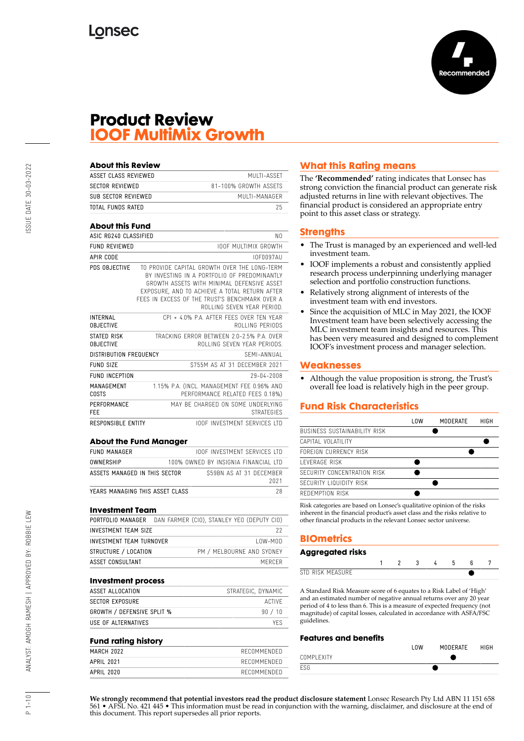Lonsec

Recommended

# Product Review
# IOOF MultiMix Growth

## About this Review

| | |
|---|---|
| ASSET CLASS REVIEWED | MULTI-ASSET |
| SECTOR REVIEWED | 81-100% GROWTH ASSETS |
| SUB SECTOR REVIEWED | MULTI-MANAGER |
| TOTAL FUNDS RATED | 25 |

## About this Fund

| | |
|---|---|
| ASIC RG240 CLASSIFIED | NO |
| FUND REVIEWED | IOOF MULTIMIX GROWTH |
| APIR CODE | IOF0097AU |
| PDS OBJECTIVE | TO PROVIDE CAPITAL GROWTH OVER THE LONG-TERM BY INVESTING IN A PORTFOLIO OF PREDOMINANTLY GROWTH ASSETS WITH MINIMAL DEFENSIVE ASSET EXPOSURE, AND TO ACHIEVE A TOTAL RETURN AFTER FEES IN EXCESS OF THE TRUST'S BENCHMARK OVER A ROLLING SEVEN YEAR PERIOD. |
| INTERNAL OBJECTIVE | CPI + 4.0% P.A. AFTER FEES OVER TEN YEAR ROLLING PERIODS |
| STATED RISK OBJECTIVE | TRACKING ERROR BETWEEN 2.0-2.5% P.A. OVER ROLLING SEVEN YEAR PERIODS. |
| DISTRIBUTION FREQUENCY | SEMI-ANNUAL |
| FUND SIZE | $755M AS AT 31 DECEMBER 2021 |
| FUND INCEPTION | 29-04-2008 |
| MANAGEMENT COSTS | 1.15% P.A. (INCL. MANAGEMENT FEE 0.96% AND PERFORMANCE RELATED FEES 0.18%) |
| PERFORMANCE FEE | MAY BE CHARGED ON SOME UNDERLYING STRATEGIES |
| RESPONSIBLE ENTITY | IOOF INVESTMENT SERVICES LTD |

## About the Fund Manager

| | |
|---|---|
| FUND MANAGER | IOOF INVESTMENT SERVICES LTD |
| OWNERSHIP | 100% OWNED BY INSIGNIA FINANCIAL LTD |
| ASSETS MANAGED IN THIS SECTOR | $59BN AS AT 31 DECEMBER 2021 |
| YEARS MANAGING THIS ASSET CLASS | 28 |

## Investment Team

| | |
|---|---|
| PORTFOLIO MANAGER | DAN FARMER (CIO), STANLEY YEO (DEPUTY CIO) |
| INVESTMENT TEAM SIZE | 22 |
| INVESTMENT TEAM TURNOVER | LOW-MOD |
| STRUCTURE / LOCATION | PM / MELBOURNE AND SYDNEY |
| ASSET CONSULTANT | MERCER |

## Investment process

| | |
|---|---|
| ASSET ALLOCATION | STRATEGIC, DYNAMIC |
| SECTOR EXPOSURE | ACTIVE |
| GROWTH / DEFENSIVE SPLIT % | 90 / 10 |
| USE OF ALTERNATIVES | YES |

## Fund rating history

| | |
|---|---|
| MARCH 2022 | RECOMMENDED |
| APRIL 2021 | RECOMMENDED |
| APRIL 2020 | RECOMMENDED |

## What this Rating means

The **'Recommended'** rating indicates that Lonsec has strong conviction the financial product can generate risk adjusted returns in line with relevant objectives. The financial product is considered an appropriate entry point to this asset class or strategy.

## Strengths

- The Trust is managed by an experienced and well-led investment team.
- IOOF implements a robust and consistently applied research process underpinning underlying manager selection and portfolio construction functions.
- Relatively strong alignment of interests of the investment team with end investors.
- Since the acquisition of MLC in May 2021, the IOOF Investment team have been selectively accessing the MLC investment team insights and resources. This has been very measured and designed to complement IOOF's investment process and manager selection.

## Weaknesses

- Although the value proposition is strong, the Trust's overall fee load is relatively high in the peer group.

## Fund Risk Characteristics

| | LOW | | MODERATE | | HIGH |
|---|---|---|---|---|---|
| BUSINESS SUSTAINABILITY RISK | | ● | | | |
| CAPITAL VOLATILITY | | | | | ● |
| FOREIGN CURRENCY RISK | | | | ● | |
| LEVERAGE RISK | ● | | | | |
| SECURITY CONCENTRATION RISK | ● | | | | |
| SECURITY LIQUIDITY RISK | | ● | | | |
| REDEMPTION RISK | ● | | | | |

Risk categories are based on Lonsec's qualitative opinion of the risks inherent in the financial product's asset class and the risks relative to other financial products in the relevant Lonsec sector universe.

## BIOmetrics

### Aggregated risks

| | 1 | 2 | 3 | 4 | 5 | 6 | 7 |
|---|---|---|---|---|---|---|---|
| STD RISK MEASURE | | | | | | ● | |

A Standard Risk Measure score of 6 equates to a Risk Label of 'High' and an estimated number of negative annual returns over any 20 year period of 4 to less than 6. This is a measure of expected frequency (not magnitude) of capital losses, calculated in accordance with ASFA/FSC guidelines.

### Features and benefits

| | LOW | | MODERATE | | HIGH |
|---|---|---|---|---|---|
| COMPLEXITY | | | ● | | |
| ESG | | ● | | | |

**We strongly recommend that potential investors read the product disclosure statement** Lonsec Research Pty Ltd ABN 11 151 658 561 • AFSL No. 421 445 • This information must be read in conjunction with the warning, disclaimer, and disclosure at the end of this document. This report supersedes all prior reports.

ISSUE DATE 30-03-2022

ANALYST: AMOGH RAMESH | APPROVED BY: ROBBIE LEW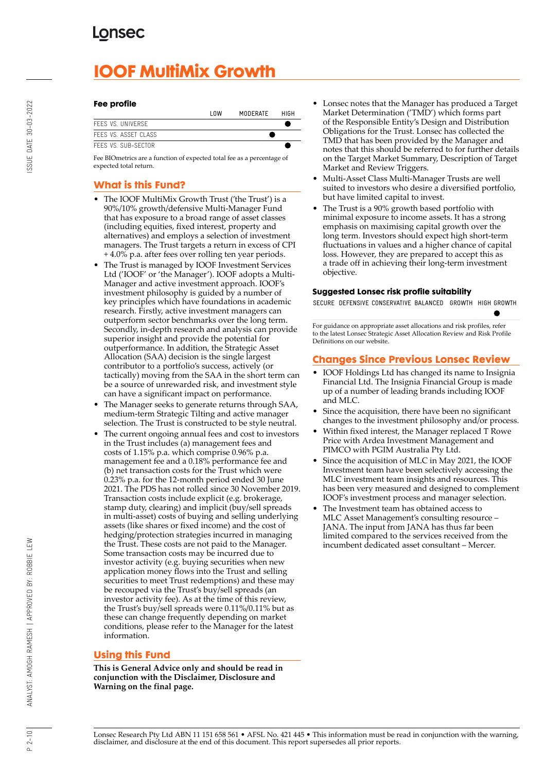# IOOF MultiMix Growth

### Fee profile

| | LOW | MODERATE | HIGH |
|---|---|---|---|
| FEES VS. UNIVERSE | | | ● |
| FEES VS. ASSET CLASS | | ● | |
| FEES VS. SUB-SECTOR | | | ● |

Fee BIOmetrics are a function of expected total fee as a percentage of expected total return.

## What is this Fund?

- The IOOF MultiMix Growth Trust ('the Trust') is a 90%/10% growth/defensive Multi-Manager Fund that has exposure to a broad range of asset classes (including equities, fixed interest, property and alternatives) and employs a selection of investment managers. The Trust targets a return in excess of CPI + 4.0% p.a. after fees over rolling ten year periods.
- The Trust is managed by IOOF Investment Services Ltd ('IOOF' or 'the Manager'). IOOF adopts a Multi-Manager and active investment approach. IOOF's investment philosophy is guided by a number of key principles which have foundations in academic research. Firstly, active investment managers can outperform sector benchmarks over the long term. Secondly, in-depth research and analysis can provide superior insight and provide the potential for outperformance. In addition, the Strategic Asset Allocation (SAA) decision is the single largest contributor to a portfolio's success, actively (or tactically) moving from the SAA in the short term can be a source of unrewarded risk, and investment style can have a significant impact on performance.
- The Manager seeks to generate returns through SAA, medium-term Strategic Tilting and active manager selection. The Trust is constructed to be style neutral.
- The current ongoing annual fees and cost to investors in the Trust includes (a) management fees and costs of 1.15% p.a. which comprise 0.96% p.a. management fee and a 0.18% performance fee and (b) net transaction costs for the Trust which were 0.23% p.a. for the 12-month period ended 30 June 2021. The PDS has not rolled since 30 November 2019. Transaction costs include explicit (e.g. brokerage, stamp duty, clearing) and implicit (buy/sell spreads in multi-asset) costs of buying and selling underlying assets (like shares or fixed income) and the cost of hedging/protection strategies incurred in managing the Trust. These costs are not paid to the Manager. Some transaction costs may be incurred due to investor activity (e.g. buying securities when new application money flows into the Trust and selling securities to meet Trust redemptions) and these may be recouped via the Trust's buy/sell spreads (an investor activity fee). As at the time of this review, the Trust's buy/sell spreads were 0.11%/0.11% but as these can change frequently depending on market conditions, please refer to the Manager for the latest information.

## Using this Fund

**This is General Advice only and should be read in conjunction with the Disclaimer, Disclosure and Warning on the final page.**

- Lonsec notes that the Manager has produced a Target Market Determination ('TMD') which forms part of the Responsible Entity's Design and Distribution Obligations for the Trust. Lonsec has collected the TMD that has been provided by the Manager and notes that this should be referred to for further details on the Target Market Summary, Description of Target Market and Review Triggers.
- Multi-Asset Class Multi-Manager Trusts are well suited to investors who desire a diversified portfolio, but have limited capital to invest.
- The Trust is a 90% growth based portfolio with minimal exposure to income assets. It has a strong emphasis on maximising capital growth over the long term. Investors should expect high short-term fluctuations in values and a higher chance of capital loss. However, they are prepared to accept this as a trade off in achieving their long-term investment objective.

### Suggested Lonsec risk profile suitability

| SECURE | DEFENSIVE | CONSERVATIVE | BALANCED | GROWTH | HIGH GROWTH |
|---|---|---|---|---|---|
| | | | | | ● |

For guidance on appropriate asset allocations and risk profiles, refer to the latest Lonsec Strategic Asset Allocation Review and Risk Profile Definitions on our website.

## Changes Since Previous Lonsec Review

- IOOF Holdings Ltd has changed its name to Insignia Financial Ltd. The Insignia Financial Group is made up of a number of leading brands including IOOF and MLC.
- Since the acquisition, there have been no significant changes to the investment philosophy and/or process.
- Within fixed interest, the Manager replaced T Rowe Price with Ardea Investment Management and PIMCO with PGIM Australia Pty Ltd.
- Since the acquisition of MLC in May 2021, the IOOF Investment team have been selectively accessing the MLC investment team insights and resources. This has been very measured and designed to complement IOOF's investment process and manager selection.
- The Investment team has obtained access to MLC Asset Management's consulting resource – JANA. The input from JANA has thus far been limited compared to the services received from the incumbent dedicated asset consultant – Mercer.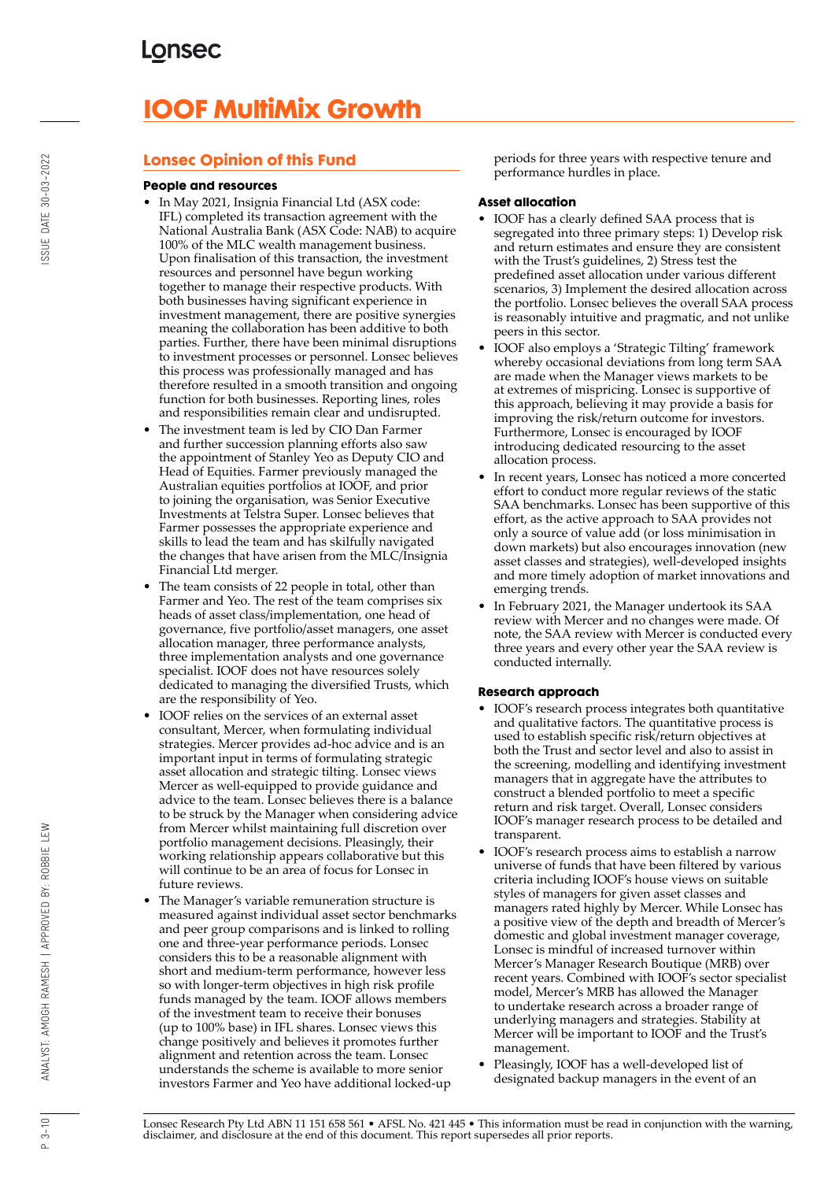# IOOF MultiMix Growth

## Lonsec Opinion of this Fund

### People and resources

- In May 2021, Insignia Financial Ltd (ASX code: IFL) completed its transaction agreement with the National Australia Bank (ASX Code: NAB) to acquire 100% of the MLC wealth management business. Upon finalisation of this transaction, the investment resources and personnel have begun working together to manage their respective products. With both businesses having significant experience in investment management, there are positive synergies meaning the collaboration has been additive to both parties. Further, there have been minimal disruptions to investment processes or personnel. Lonsec believes this process was professionally managed and has therefore resulted in a smooth transition and ongoing function for both businesses. Reporting lines, roles and responsibilities remain clear and undisrupted.
- The investment team is led by CIO Dan Farmer and further succession planning efforts also saw the appointment of Stanley Yeo as Deputy CIO and Head of Equities. Farmer previously managed the Australian equities portfolios at IOOF, and prior to joining the organisation, was Senior Executive Investments at Telstra Super. Lonsec believes that Farmer possesses the appropriate experience and skills to lead the team and has skilfully navigated the changes that have arisen from the MLC/Insignia Financial Ltd merger.
- The team consists of 22 people in total, other than Farmer and Yeo. The rest of the team comprises six heads of asset class/implementation, one head of governance, five portfolio/asset managers, one asset allocation manager, three performance analysts, three implementation analysts and one governance specialist. IOOF does not have resources solely dedicated to managing the diversified Trusts, which are the responsibility of Yeo.
- IOOF relies on the services of an external asset consultant, Mercer, when formulating individual strategies. Mercer provides ad-hoc advice and is an important input in terms of formulating strategic asset allocation and strategic tilting. Lonsec views Mercer as well-equipped to provide guidance and advice to the team. Lonsec believes there is a balance to be struck by the Manager when considering advice from Mercer whilst maintaining full discretion over portfolio management decisions. Pleasingly, their working relationship appears collaborative but this will continue to be an area of focus for Lonsec in future reviews.
- The Manager's variable remuneration structure is measured against individual asset sector benchmarks and peer group comparisons and is linked to rolling one and three-year performance periods. Lonsec considers this to be a reasonable alignment with short and medium-term performance, however less so with longer-term objectives in high risk profile funds managed by the team. IOOF allows members of the investment team to receive their bonuses (up to 100% base) in IFL shares. Lonsec views this change positively and believes it promotes further alignment and retention across the team. Lonsec understands the scheme is available to more senior investors Farmer and Yeo have additional locked-up periods for three years with respective tenure and performance hurdles in place.

### Asset allocation

- IOOF has a clearly defined SAA process that is segregated into three primary steps: 1) Develop risk and return estimates and ensure they are consistent with the Trust's guidelines, 2) Stress test the predefined asset allocation under various different scenarios, 3) Implement the desired allocation across the portfolio. Lonsec believes the overall SAA process is reasonably intuitive and pragmatic, and not unlike peers in this sector.
- IOOF also employs a 'Strategic Tilting' framework whereby occasional deviations from long term SAA are made when the Manager views markets to be at extremes of mispricing. Lonsec is supportive of this approach, believing it may provide a basis for improving the risk/return outcome for investors. Furthermore, Lonsec is encouraged by IOOF introducing dedicated resourcing to the asset allocation process.
- In recent years, Lonsec has noticed a more concerted effort to conduct more regular reviews of the static SAA benchmarks. Lonsec has been supportive of this effort, as the active approach to SAA provides not only a source of value add (or loss minimisation in down markets) but also encourages innovation (new asset classes and strategies), well-developed insights and more timely adoption of market innovations and emerging trends.
- In February 2021, the Manager undertook its SAA review with Mercer and no changes were made. Of note, the SAA review with Mercer is conducted every three years and every other year the SAA review is conducted internally.

### Research approach

- IOOF's research process integrates both quantitative and qualitative factors. The quantitative process is used to establish specific risk/return objectives at both the Trust and sector level and also to assist in the screening, modelling and identifying investment managers that in aggregate have the attributes to construct a blended portfolio to meet a specific return and risk target. Overall, Lonsec considers IOOF's manager research process to be detailed and transparent.
- IOOF's research process aims to establish a narrow universe of funds that have been filtered by various criteria including IOOF's house views on suitable styles of managers for given asset classes and managers rated highly by Mercer. While Lonsec has a positive view of the depth and breadth of Mercer's domestic and global investment manager coverage, Lonsec is mindful of increased turnover within Mercer's Manager Research Boutique (MRB) over recent years. Combined with IOOF's sector specialist model, Mercer's MRB has allowed the Manager to undertake research across a broader range of underlying managers and strategies. Stability at Mercer will be important to IOOF and the Trust's management.
- Pleasingly, IOOF has a well-developed list of designated backup managers in the event of an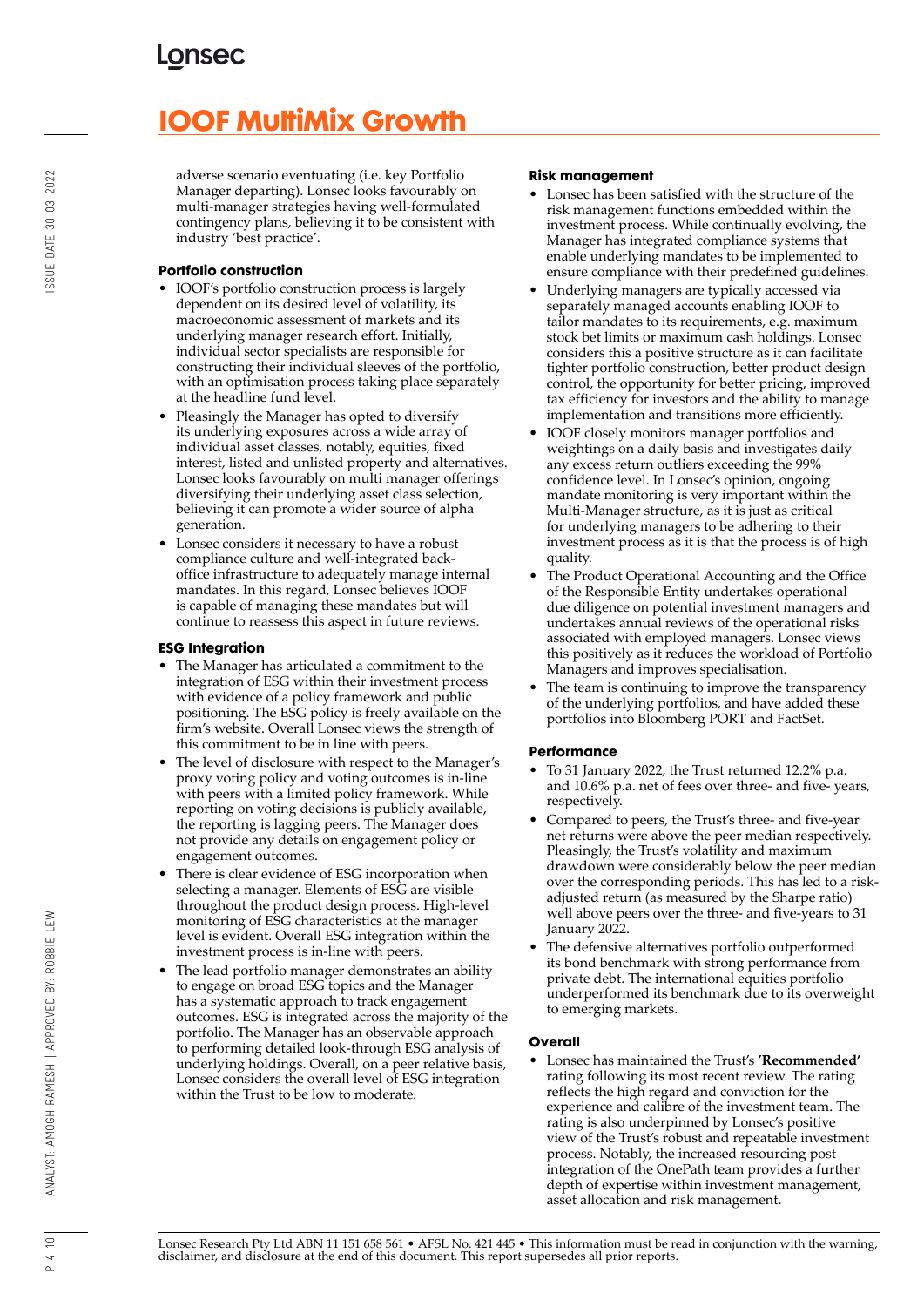adverse scenario eventuating (i.e. key Portfolio Manager departing). Lonsec looks favourably on multi-manager strategies having well-formulated contingency plans, believing it to be consistent with industry 'best practice'.

### Portfolio construction

- IOOF's portfolio construction process is largely dependent on its desired level of volatility, its macroeconomic assessment of markets and its underlying manager research effort. Initially, individual sector specialists are responsible for constructing their individual sleeves of the portfolio, with an optimisation process taking place separately at the headline fund level.
- Pleasingly the Manager has opted to diversify its underlying exposures across a wide array of individual asset classes, notably, equities, fixed interest, listed and unlisted property and alternatives. Lonsec looks favourably on multi manager offerings diversifying their underlying asset class selection, believing it can promote a wider source of alpha generation.
- Lonsec considers it necessary to have a robust compliance culture and well-integrated back-office infrastructure to adequately manage internal mandates. In this regard, Lonsec believes IOOF is capable of managing these mandates but will continue to reassess this aspect in future reviews.

### ESG Integration

- The Manager has articulated a commitment to the integration of ESG within their investment process with evidence of a policy framework and public positioning. The ESG policy is freely available on the firm's website. Overall Lonsec views the strength of this commitment to be in line with peers.
- The level of disclosure with respect to the Manager's proxy voting policy and voting outcomes is in-line with peers with a limited policy framework. While reporting on voting decisions is publicly available, the reporting is lagging peers. The Manager does not provide any details on engagement policy or engagement outcomes.
- There is clear evidence of ESG incorporation when selecting a manager. Elements of ESG are visible throughout the product design process. High-level monitoring of ESG characteristics at the manager level is evident. Overall ESG integration within the investment process is in-line with peers.
- The lead portfolio manager demonstrates an ability to engage on broad ESG topics and the Manager has a systematic approach to track engagement outcomes. ESG is integrated across the majority of the portfolio. The Manager has an observable approach to performing detailed look-through ESG analysis of underlying holdings. Overall, on a peer relative basis, Lonsec considers the overall level of ESG integration within the Trust to be low to moderate.

### Risk management

- Lonsec has been satisfied with the structure of the risk management functions embedded within the investment process. While continually evolving, the Manager has integrated compliance systems that enable underlying mandates to be implemented to ensure compliance with their predefined guidelines.
- Underlying managers are typically accessed via separately managed accounts enabling IOOF to tailor mandates to its requirements, e.g. maximum stock bet limits or maximum cash holdings. Lonsec considers this a positive structure as it can facilitate tighter portfolio construction, better product design control, the opportunity for better pricing, improved tax efficiency for investors and the ability to manage implementation and transitions more efficiently.
- IOOF closely monitors manager portfolios and weightings on a daily basis and investigates daily any excess return outliers exceeding the 99% confidence level. In Lonsec's opinion, ongoing mandate monitoring is very important within the Multi-Manager structure, as it is just as critical for underlying managers to be adhering to their investment process as it is that the process is of high quality.
- The Product Operational Accounting and the Office of the Responsible Entity undertakes operational due diligence on potential investment managers and undertakes annual reviews of the operational risks associated with employed managers. Lonsec views this positively as it reduces the workload of Portfolio Managers and improves specialisation.
- The team is continuing to improve the transparency of the underlying portfolios, and have added these portfolios into Bloomberg PORT and FactSet.

### Performance

- To 31 January 2022, the Trust returned 12.2% p.a. and 10.6% p.a. net of fees over three- and five- years, respectively.
- Compared to peers, the Trust's three- and five-year net returns were above the peer median respectively. Pleasingly, the Trust's volatility and maximum drawdown were considerably below the peer median over the corresponding periods. This has led to a risk-adjusted return (as measured by the Sharpe ratio) well above peers over the three- and five-years to 31 January 2022.
- The defensive alternatives portfolio outperformed its bond benchmark with strong performance from private debt. The international equities portfolio underperformed its benchmark due to its overweight to emerging markets.

### Overall

- Lonsec has maintained the Trust's **'Recommended'** rating following its most recent review. The rating reflects the high regard and conviction for the experience and calibre of the investment team. The rating is also underpinned by Lonsec's positive view of the Trust's robust and repeatable investment process. Notably, the increased resourcing post integration of the OnePath team provides a further depth of expertise within investment management, asset allocation and risk management.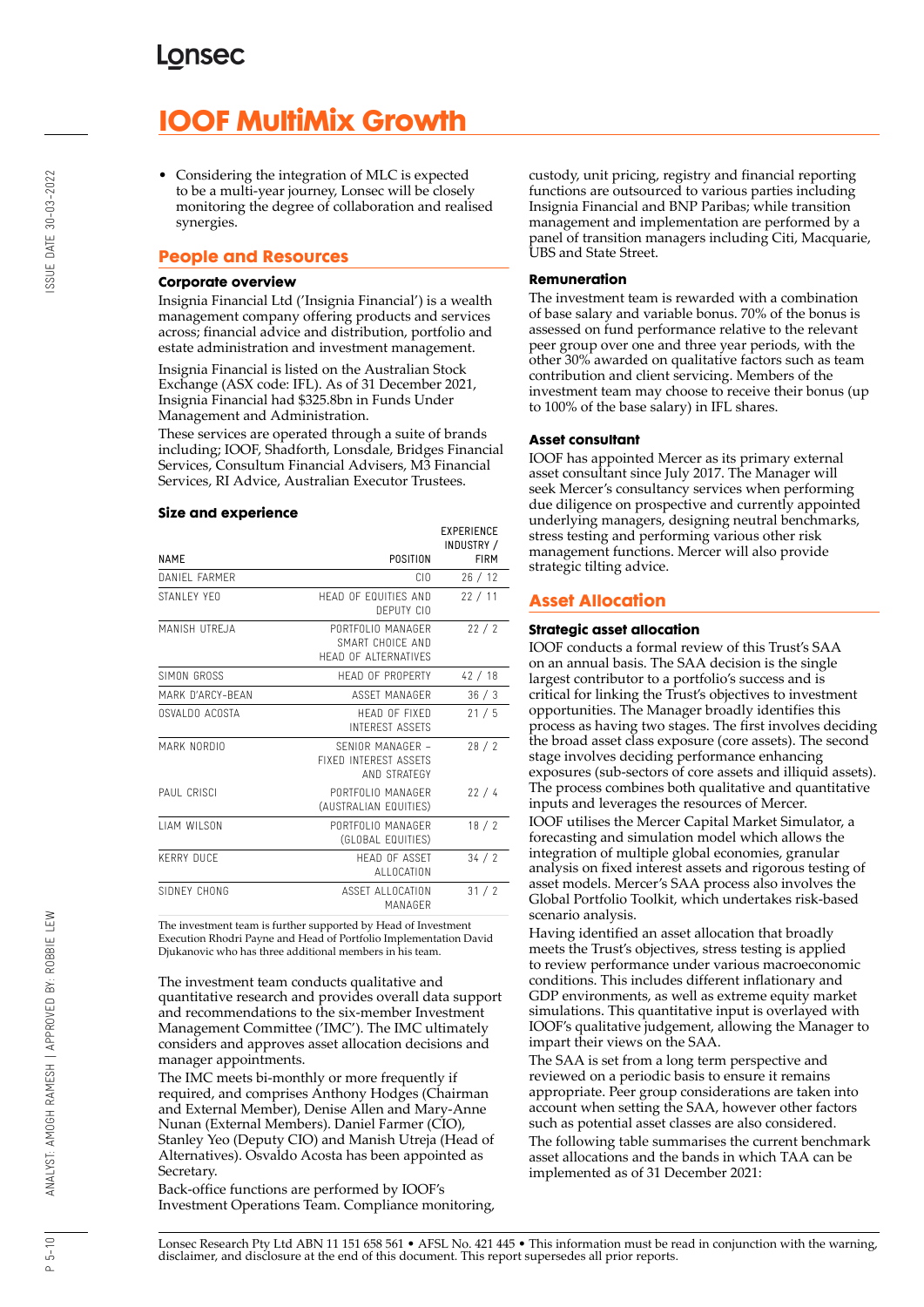# IOOF MultiMix Growth

- Considering the integration of MLC is expected to be a multi-year journey, Lonsec will be closely monitoring the degree of collaboration and realised synergies.

## People and Resources

### Corporate overview

Insignia Financial Ltd ('Insignia Financial') is a wealth management company offering products and services across; financial advice and distribution, portfolio and estate administration and investment management.

Insignia Financial is listed on the Australian Stock Exchange (ASX code: IFL). As of 31 December 2021, Insignia Financial had $325.8bn in Funds Under Management and Administration.

These services are operated through a suite of brands including; IOOF, Shadforth, Lonsdale, Bridges Financial Services, Consultum Financial Advisers, M3 Financial Services, RI Advice, Australian Executor Trustees.

### Size and experience

| NAME | POSITION | EXPERIENCE INDUSTRY / FIRM |
|---|---|---|
| DANIEL FARMER | CIO | 26 / 12 |
| STANLEY YEO | HEAD OF EQUITIES AND DEPUTY CIO | 22 / 11 |
| MANISH UTREJA | PORTFOLIO MANAGER SMART CHOICE AND HEAD OF ALTERNATIVES | 22 / 2 |
| SIMON GROSS | HEAD OF PROPERTY | 42 / 18 |
| MARK D'ARCY-BEAN | ASSET MANAGER | 36 / 3 |
| OSVALDO ACOSTA | HEAD OF FIXED INTEREST ASSETS | 21 / 5 |
| MARK NORDIO | SENIOR MANAGER – FIXED INTEREST ASSETS AND STRATEGY | 28 / 2 |
| PAUL CRISCI | PORTFOLIO MANAGER (AUSTRALIAN EQUITIES) | 22 / 4 |
| LIAM WILSON | PORTFOLIO MANAGER (GLOBAL EQUITIES) | 18 / 2 |
| KERRY DUCE | HEAD OF ASSET ALLOCATION | 34 / 2 |
| SIDNEY CHONG | ASSET ALLOCATION MANAGER | 31 / 2 |

The investment team is further supported by Head of Investment Execution Rhodri Payne and Head of Portfolio Implementation David Djukanovic who has three additional members in his team.

The investment team conducts qualitative and quantitative research and provides overall data support and recommendations to the six-member Investment Management Committee ('IMC'). The IMC ultimately considers and approves asset allocation decisions and manager appointments.

The IMC meets bi-monthly or more frequently if required, and comprises Anthony Hodges (Chairman and External Member), Denise Allen and Mary-Anne Nunan (External Members). Daniel Farmer (CIO), Stanley Yeo (Deputy CIO) and Manish Utreja (Head of Alternatives). Osvaldo Acosta has been appointed as Secretary.

Back-office functions are performed by IOOF's Investment Operations Team. Compliance monitoring, custody, unit pricing, registry and financial reporting functions are outsourced to various parties including Insignia Financial and BNP Paribas; while transition management and implementation are performed by a panel of transition managers including Citi, Macquarie, UBS and State Street.

### Remuneration

The investment team is rewarded with a combination of base salary and variable bonus. 70% of the bonus is assessed on fund performance relative to the relevant peer group over one and three year periods, with the other 30% awarded on qualitative factors such as team contribution and client servicing. Members of the investment team may choose to receive their bonus (up to 100% of the base salary) in IFL shares.

### Asset consultant

IOOF has appointed Mercer as its primary external asset consultant since July 2017. The Manager will seek Mercer's consultancy services when performing due diligence on prospective and currently appointed underlying managers, designing neutral benchmarks, stress testing and performing various other risk management functions. Mercer will also provide strategic tilting advice.

## Asset Allocation

### Strategic asset allocation

IOOF conducts a formal review of this Trust's SAA on an annual basis. The SAA decision is the single largest contributor to a portfolio's success and is critical for linking the Trust's objectives to investment opportunities. The Manager broadly identifies this process as having two stages. The first involves deciding the broad asset class exposure (core assets). The second stage involves deciding performance enhancing exposures (sub-sectors of core assets and illiquid assets). The process combines both qualitative and quantitative inputs and leverages the resources of Mercer.

IOOF utilises the Mercer Capital Market Simulator, a forecasting and simulation model which allows the integration of multiple global economies, granular analysis on fixed interest assets and rigorous testing of asset models. Mercer's SAA process also involves the Global Portfolio Toolkit, which undertakes risk-based scenario analysis.

Having identified an asset allocation that broadly meets the Trust's objectives, stress testing is applied to review performance under various macroeconomic conditions. This includes different inflationary and GDP environments, as well as extreme equity market simulations. This quantitative input is overlayed with IOOF's qualitative judgement, allowing the Manager to impart their views on the SAA.

The SAA is set from a long term perspective and reviewed on a periodic basis to ensure it remains appropriate. Peer group considerations are taken into account when setting the SAA, however other factors such as potential asset classes are also considered.

The following table summarises the current benchmark asset allocations and the bands in which TAA can be implemented as of 31 December 2021: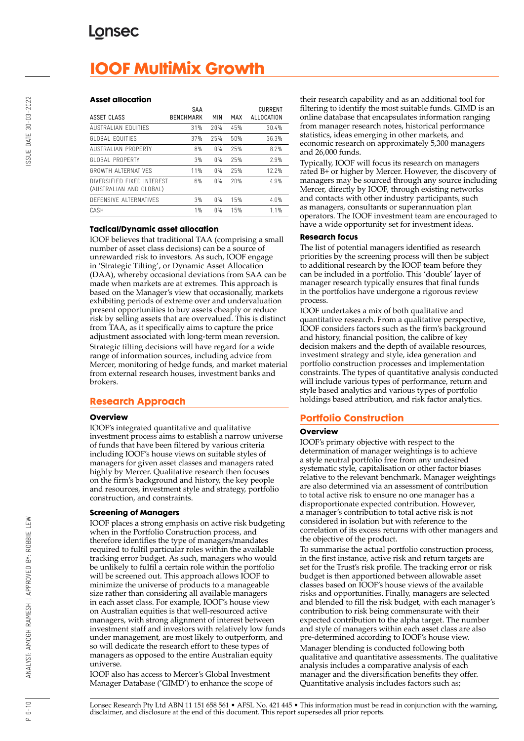# IOOF MultiMix Growth

### Asset allocation

| ASSET CLASS | SAA BENCHMARK | MIN | MAX | CURRENT ALLOCATION |
|---|---|---|---|---|
| AUSTRALIAN EQUITIES | 31% | 20% | 45% | 30.4% |
| GLOBAL EQUITIES | 37% | 25% | 50% | 36.3% |
| AUSTRALIAN PROPERTY | 8% | 0% | 25% | 8.2% |
| GLOBAL PROPERTY | 3% | 0% | 25% | 2.9% |
| GROWTH ALTERNATIVES | 11% | 0% | 25% | 12.2% |
| DIVERSIFIED FIXED INTEREST (AUSTRALIAN AND GLOBAL) | 6% | 0% | 20% | 4.9% |
| DEFENSIVE ALTERNATIVES | 3% | 0% | 15% | 4.0% |
| CASH | 1% | 0% | 15% | 1.1% |

### Tactical/Dynamic asset allocation

IOOF believes that traditional TAA (comprising a small number of asset class decisions) can be a source of unrewarded risk to investors. As such, IOOF engage in 'Strategic Tilting', or Dynamic Asset Allocation (DAA), whereby occasional deviations from SAA can be made when markets are at extremes. This approach is based on the Manager's view that occasionally, markets exhibiting periods of extreme over and undervaluation present opportunities to buy assets cheaply or reduce risk by selling assets that are overvalued. This is distinct from TAA, as it specifically aims to capture the price adjustment associated with long-term mean reversion.

Strategic tilting decisions will have regard for a wide range of information sources, including advice from Mercer, monitoring of hedge funds, and market material from external research houses, investment banks and brokers.

## Research Approach

### Overview

IOOF's integrated quantitative and qualitative investment process aims to establish a narrow universe of funds that have been filtered by various criteria including IOOF's house views on suitable styles of managers for given asset classes and managers rated highly by Mercer. Qualitative research then focuses on the firm's background and history, the key people and resources, investment style and strategy, portfolio construction, and constraints.

### Screening of Managers

IOOF places a strong emphasis on active risk budgeting when in the Portfolio Construction process, and therefore identifies the type of managers/mandates required to fulfil particular roles within the available tracking error budget. As such, managers who would be unlikely to fulfil a certain role within the portfolio will be screened out. This approach allows IOOF to minimize the universe of products to a manageable size rather than considering all available managers in each asset class. For example, IOOF's house view on Australian equities is that well-resourced active managers, with strong alignment of interest between investment staff and investors with relatively low funds under management, are most likely to outperform, and so will dedicate the research effort to these types of managers as opposed to the entire Australian equity universe.

IOOF also has access to Mercer's Global Investment Manager Database ('GIMD') to enhance the scope of their research capability and as an additional tool for filtering to identify the most suitable funds. GIMD is an online database that encapsulates information ranging from manager research notes, historical performance statistics, ideas emerging in other markets, and economic research on approximately 5,300 managers and 26,000 funds.

Typically, IOOF will focus its research on managers rated B+ or higher by Mercer. However, the discovery of managers may be sourced through any source including Mercer, directly by IOOF, through existing networks and contacts with other industry participants, such as managers, consultants or superannuation plan operators. The IOOF investment team are encouraged to have a wide opportunity set for investment ideas.

### Research focus

The list of potential managers identified as research priorities by the screening process will then be subject to additional research by the IOOF team before they can be included in a portfolio. This 'double' layer of manager research typically ensures that final funds in the portfolios have undergone a rigorous review process.

IOOF undertakes a mix of both qualitative and quantitative research. From a qualitative perspective, IOOF considers factors such as the firm's background and history, financial position, the calibre of key decision makers and the depth of available resources, investment strategy and style, idea generation and portfolio construction processes and implementation constraints. The types of quantitative analysis conducted will include various types of performance, return and style based analytics and various types of portfolio holdings based attribution, and risk factor analytics.

## Portfolio Construction

### Overview

IOOF's primary objective with respect to the determination of manager weightings is to achieve a style neutral portfolio free from any undesired systematic style, capitalisation or other factor biases relative to the relevant benchmark. Manager weightings are also determined via an assessment of contribution to total active risk to ensure no one manager has a disproportionate expected contribution. However, a manager's contribution to total active risk is not considered in isolation but with reference to the correlation of its excess returns with other managers and the objective of the product.

To summarise the actual portfolio construction process, in the first instance, active risk and return targets are set for the Trust's risk profile. The tracking error or risk budget is then apportioned between allowable asset classes based on IOOF's house views of the available risks and opportunities. Finally, managers are selected and blended to fill the risk budget, with each manager's contribution to risk being commensurate with their expected contribution to the alpha target. The number and style of managers within each asset class are also pre-determined according to IOOF's house view.

Manager blending is conducted following both qualitative and quantitative assessments. The qualitative analysis includes a comparative analysis of each manager and the diversification benefits they offer. Quantitative analysis includes factors such as;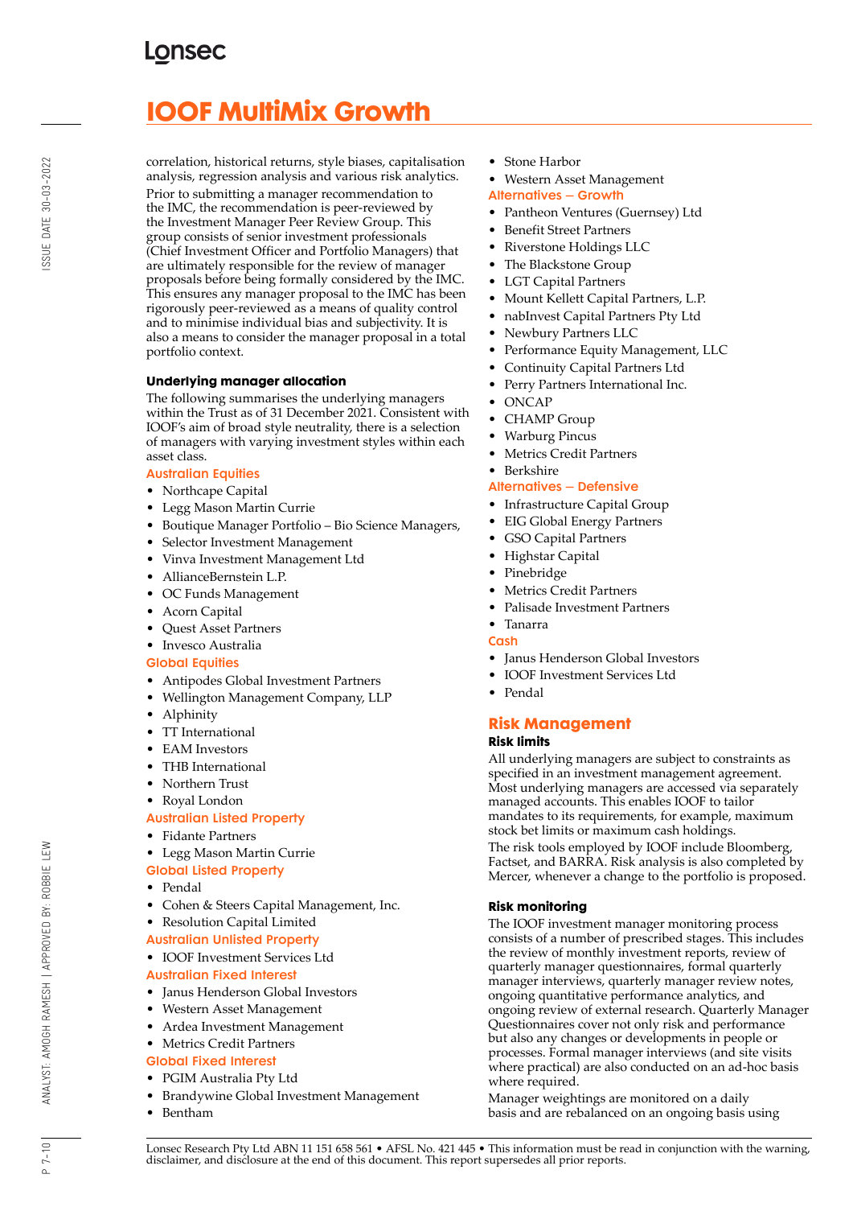correlation, historical returns, style biases, capitalisation analysis, regression analysis and various risk analytics.

Prior to submitting a manager recommendation to the IMC, the recommendation is peer-reviewed by the Investment Manager Peer Review Group. This group consists of senior investment professionals (Chief Investment Officer and Portfolio Managers) that are ultimately responsible for the review of manager proposals before being formally considered by the IMC. This ensures any manager proposal to the IMC has been rigorously peer-reviewed as a means of quality control and to minimise individual bias and subjectivity. It is also a means to consider the manager proposal in a total portfolio context.

### Underlying manager allocation

The following summarises the underlying managers within the Trust as of 31 December 2021. Consistent with IOOF's aim of broad style neutrality, there is a selection of managers with varying investment styles within each asset class.

#### Australian Equities

- Northcape Capital
- Legg Mason Martin Currie
- Boutique Manager Portfolio – Bio Science Managers,
- Selector Investment Management
- Vinva Investment Management Ltd
- AllianceBernstein L.P.
- OC Funds Management
- Acorn Capital
- Quest Asset Partners
- Invesco Australia

#### Global Equities

- Antipodes Global Investment Partners
- Wellington Management Company, LLP
- Alphinity
- TT International
- EAM Investors
- THB International
- Northern Trust
- Royal London

#### Australian Listed Property

- Fidante Partners
- Legg Mason Martin Currie

#### Global Listed Property

- Pendal
- Cohen & Steers Capital Management, Inc.
- Resolution Capital Limited

#### Australian Unlisted Property

- IOOF Investment Services Ltd

#### Australian Fixed Interest

- Janus Henderson Global Investors
- Western Asset Management
- Ardea Investment Management
- Metrics Credit Partners

#### Global Fixed Interest

- PGIM Australia Pty Ltd
- Brandywine Global Investment Management
- Bentham
- Stone Harbor
- Western Asset Management

#### Alternatives – Growth

- Pantheon Ventures (Guernsey) Ltd
- Benefit Street Partners
- Riverstone Holdings LLC
- The Blackstone Group
- LGT Capital Partners
- Mount Kellett Capital Partners, L.P.
- nabInvest Capital Partners Pty Ltd
- Newbury Partners LLC
- Performance Equity Management, LLC
- Continuity Capital Partners Ltd
- Perry Partners International Inc.
- ONCAP
- CHAMP Group
- Warburg Pincus
- Metrics Credit Partners
- Berkshire

#### Alternatives – Defensive

- Infrastructure Capital Group
- EIG Global Energy Partners
- GSO Capital Partners
- Highstar Capital
- Pinebridge
- Metrics Credit Partners
- Palisade Investment Partners
- Tanarra

#### Cash

- Janus Henderson Global Investors
- IOOF Investment Services Ltd
- Pendal

## Risk Management

### Risk limits

All underlying managers are subject to constraints as specified in an investment management agreement. Most underlying managers are accessed via separately managed accounts. This enables IOOF to tailor mandates to its requirements, for example, maximum stock bet limits or maximum cash holdings.

The risk tools employed by IOOF include Bloomberg, Factset, and BARRA. Risk analysis is also completed by Mercer, whenever a change to the portfolio is proposed.

### Risk monitoring

The IOOF investment manager monitoring process consists of a number of prescribed stages. This includes the review of monthly investment reports, review of quarterly manager questionnaires, formal quarterly manager interviews, quarterly manager review notes, ongoing quantitative performance analytics, and ongoing review of external research. Quarterly Manager Questionnaires cover not only risk and performance but also any changes or developments in people or processes. Formal manager interviews (and site visits where practical) are also conducted on an ad-hoc basis where required.

Manager weightings are monitored on a daily basis and are rebalanced on an ongoing basis using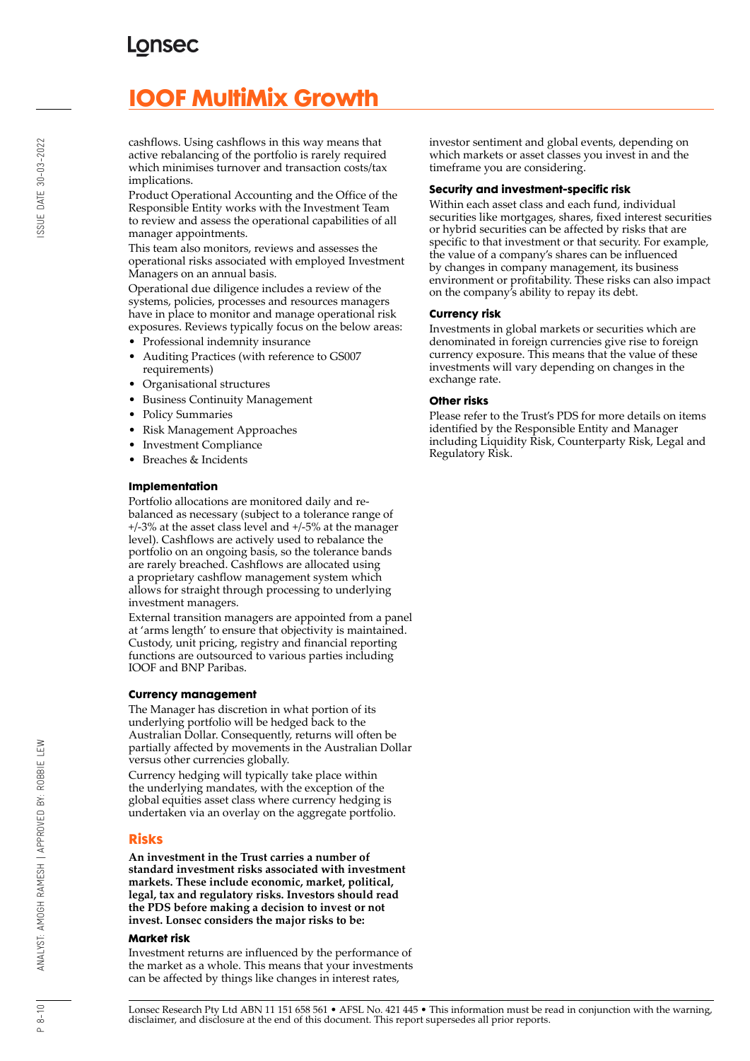cashflows. Using cashflows in this way means that active rebalancing of the portfolio is rarely required which minimises turnover and transaction costs/tax implications.

Product Operational Accounting and the Office of the Responsible Entity works with the Investment Team to review and assess the operational capabilities of all manager appointments.

This team also monitors, reviews and assesses the operational risks associated with employed Investment Managers on an annual basis.

Operational due diligence includes a review of the systems, policies, processes and resources managers have in place to monitor and manage operational risk exposures. Reviews typically focus on the below areas:

- Professional indemnity insurance
- Auditing Practices (with reference to GS007 requirements)
- Organisational structures
- Business Continuity Management
- Policy Summaries
- Risk Management Approaches
- Investment Compliance
- Breaches & Incidents

#### Implementation

Portfolio allocations are monitored daily and re-balanced as necessary (subject to a tolerance range of +/-3% at the asset class level and +/-5% at the manager level). Cashflows are actively used to rebalance the portfolio on an ongoing basis, so the tolerance bands are rarely breached. Cashflows are allocated using a proprietary cashflow management system which allows for straight through processing to underlying investment managers.

External transition managers are appointed from a panel at 'arms length' to ensure that objectivity is maintained. Custody, unit pricing, registry and financial reporting functions are outsourced to various parties including IOOF and BNP Paribas.

#### Currency management

The Manager has discretion in what portion of its underlying portfolio will be hedged back to the Australian Dollar. Consequently, returns will often be partially affected by movements in the Australian Dollar versus other currencies globally.

Currency hedging will typically take place within the underlying mandates, with the exception of the global equities asset class where currency hedging is undertaken via an overlay on the aggregate portfolio.

## Risks

**An investment in the Trust carries a number of standard investment risks associated with investment markets. These include economic, market, political, legal, tax and regulatory risks. Investors should read the PDS before making a decision to invest or not invest. Lonsec considers the major risks to be:**

#### Market risk

Investment returns are influenced by the performance of the market as a whole. This means that your investments can be affected by things like changes in interest rates, investor sentiment and global events, depending on which markets or asset classes you invest in and the timeframe you are considering.

#### Security and investment-specific risk

Within each asset class and each fund, individual securities like mortgages, shares, fixed interest securities or hybrid securities can be affected by risks that are specific to that investment or that security. For example, the value of a company's shares can be influenced by changes in company management, its business environment or profitability. These risks can also impact on the company's ability to repay its debt.

#### Currency risk

Investments in global markets or securities which are denominated in foreign currencies give rise to foreign currency exposure. This means that the value of these investments will vary depending on changes in the exchange rate.

#### Other risks

Please refer to the Trust's PDS for more details on items identified by the Responsible Entity and Manager including Liquidity Risk, Counterparty Risk, Legal and Regulatory Risk.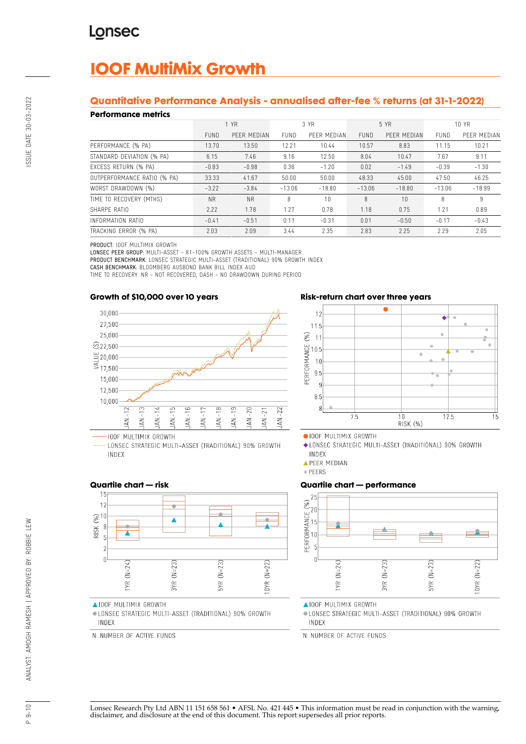# IOOF MultiMix Growth

## Quantitative Performance Analysis - annualised after-fee % returns (at 31-1-2022)

### Performance metrics

| | 1 YR | | 3 YR | | 5 YR | | 10 YR | |
|---|---|---|---|---|---|---|---|---|
| | FUND | PEER MEDIAN | FUND | PEER MEDIAN | FUND | PEER MEDIAN | FUND | PEER MEDIAN |
| PERFORMANCE (% PA) | 13.70 | 13.50 | 12.21 | 10.44 | 10.57 | 8.83 | 11.15 | 10.21 |
| STANDARD DEVIATION (% PA) | 6.15 | 7.46 | 9.16 | 12.50 | 8.04 | 10.47 | 7.67 | 9.11 |
| EXCESS RETURN (% PA) | -0.83 | -0.98 | 0.36 | -1.20 | 0.02 | -1.49 | -0.39 | -1.30 |
| OUTPERFORMANCE RATIO (% PA) | 33.33 | 41.67 | 50.00 | 50.00 | 48.33 | 45.00 | 47.50 | 46.25 |
| WORST DRAWDOWN (%) | -3.22 | -3.84 | -13.06 | -18.80 | -13.06 | -18.80 | -13.06 | -18.99 |
| TIME TO RECOVERY (MTHS) | NR | NR | 8 | 10 | 8 | 10 | 8 | 9 |
| SHARPE RATIO | 2.22 | 1.78 | 1.27 | 0.78 | 1.18 | 0.75 | 1.21 | 0.89 |
| INFORMATION RATIO | -0.41 | -0.51 | 0.11 | -0.31 | 0.01 | -0.50 | -0.17 | -0.43 |
| TRACKING ERROR (% PA) | 2.03 | 2.09 | 3.44 | 2.35 | 2.83 | 2.25 | 2.29 | 2.05 |

**PRODUCT:** IOOF MULTIMIX GROWTH
**LONSEC PEER GROUP:** MULTI-ASSET - 81-100% GROWTH ASSETS - MULTI-MANAGER
**PRODUCT BENCHMARK:** LONSEC STRATEGIC MULTI-ASSET (TRADITIONAL) 90% GROWTH INDEX
**CASH BENCHMARK:** BLOOMBERG AUSBOND BANK BILL INDEX AUD
TIME TO RECOVERY: NR - NOT RECOVERED, DASH - NO DRAWDOWN DURING PERIOD

### Growth of $10,000 over 10 years

IOOF MULTIMIX GROWTH
LONSEC STRATEGIC MULTI-ASSET (TRADITIONAL) 90% GROWTH INDEX

### Risk-return chart over three years

IOOF MULTIMIX GROWTH
LONSEC STRATEGIC MULTI-ASSET (TRADITIONAL) 90% GROWTH INDEX
PEER MEDIAN
PEERS

### Quartile chart — risk

IOOF MULTIMIX GROWTH
LONSEC STRATEGIC MULTI-ASSET (TRADITIONAL) 90% GROWTH INDEX

N: NUMBER OF ACTIVE FUNDS

### Quartile chart — performance

IOOF MULTIMIX GROWTH
LONSEC STRATEGIC MULTI-ASSET (TRADITIONAL) 90% GROWTH INDEX

N: NUMBER OF ACTIVE FUNDS

Lonsec Research Pty Ltd ABN 11 151 658 561 • AFSL No. 421 445 • This information must be read in conjunction with the warning, disclaimer, and disclosure at the end of this document. This report supersedes all prior reports.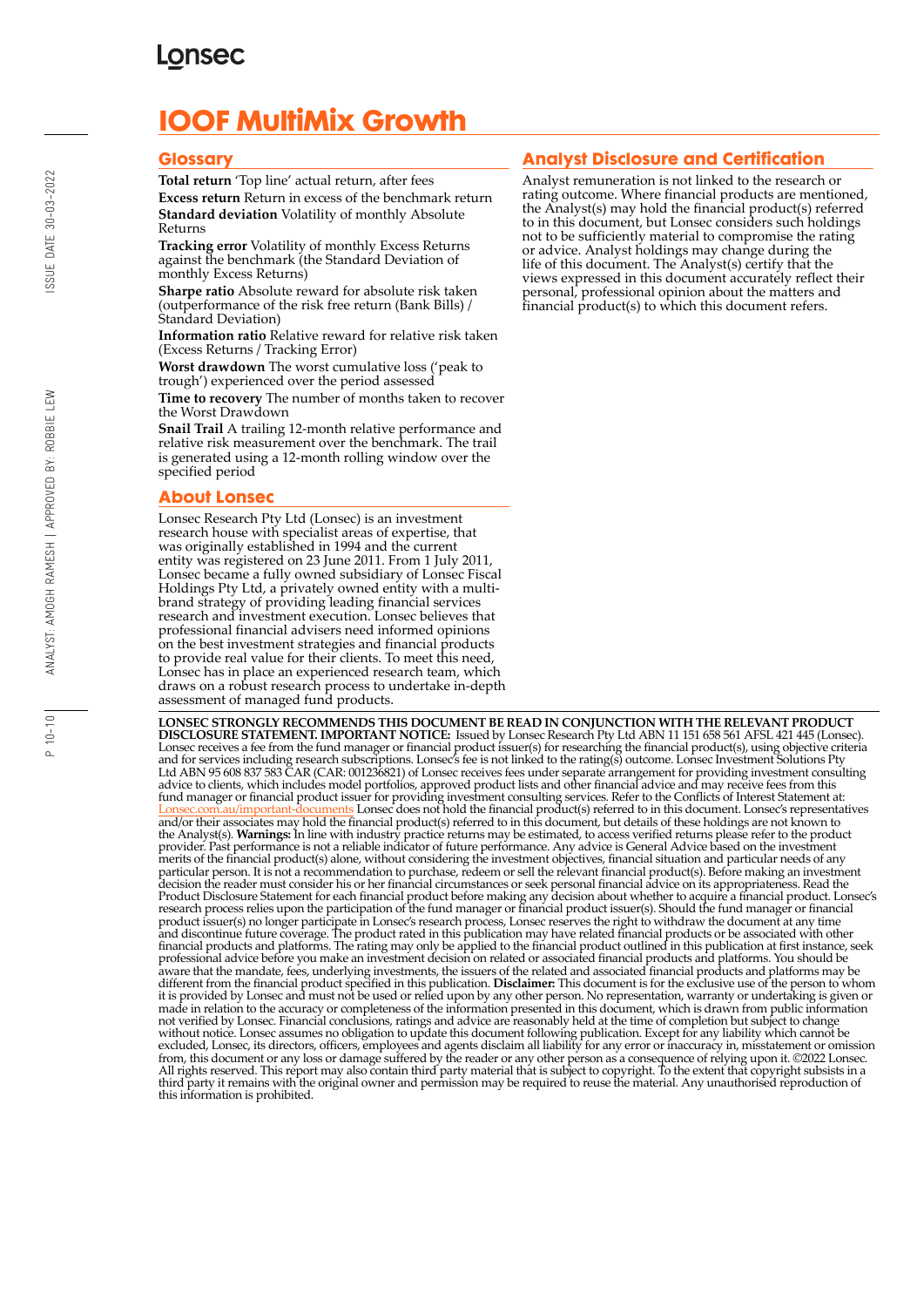# IOOF MultiMix Growth

## Glossary

**Total return** 'Top line' actual return, after fees

**Excess return** Return in excess of the benchmark return

**Standard deviation** Volatility of monthly Absolute Returns

**Tracking error** Volatility of monthly Excess Returns against the benchmark (the Standard Deviation of monthly Excess Returns)

**Sharpe ratio** Absolute reward for absolute risk taken (outperformance of the risk free return (Bank Bills) / Standard Deviation)

**Information ratio** Relative reward for relative risk taken (Excess Returns / Tracking Error)

**Worst drawdown** The worst cumulative loss ('peak to trough') experienced over the period assessed

**Time to recovery** The number of months taken to recover the Worst Drawdown

**Snail Trail** A trailing 12-month relative performance and relative risk measurement over the benchmark. The trail is generated using a 12-month rolling window over the specified period

## About Lonsec

Lonsec Research Pty Ltd (Lonsec) is an investment research house with specialist areas of expertise, that was originally established in 1994 and the current entity was registered on 23 June 2011. From 1 July 2011, Lonsec became a fully owned subsidiary of Lonsec Fiscal Holdings Pty Ltd, a privately owned entity with a multi-brand strategy of providing leading financial services research and investment execution. Lonsec believes that professional financial advisers need informed opinions on the best investment strategies and financial products to provide real value for their clients. To meet this need, Lonsec has in place an experienced research team, which draws on a robust research process to undertake in-depth assessment of managed fund products.

## Analyst Disclosure and Certification

Analyst remuneration is not linked to the research or rating outcome. Where financial products are mentioned, the Analyst(s) may hold the financial product(s) referred to in this document, but Lonsec considers such holdings not to be sufficiently material to compromise the rating or advice. Analyst holdings may change during the life of this document. The Analyst(s) certify that the views expressed in this document accurately reflect their personal, professional opinion about the matters and financial product(s) to which this document refers.

**LONSEC STRONGLY RECOMMENDS THIS DOCUMENT BE READ IN CONJUNCTION WITH THE RELEVANT PRODUCT DISCLOSURE STATEMENT. IMPORTANT NOTICE:** Issued by Lonsec Research Pty Ltd ABN 11 151 658 561 AFSL 421 445 (Lonsec). Lonsec receives a fee from the fund manager or financial product issuer(s) for researching the financial product(s), using objective criteria and for services including research subscriptions. Lonsec's fee is not linked to the rating(s) outcome. Lonsec Investment Solutions Pty Ltd ABN 95 608 837 583 CAR (CAR: 001236821) of Lonsec receives fees under separate arrangement for providing investment consulting advice to clients, which includes model portfolios, approved product lists and other financial advice and may receive fees from this fund manager or financial product issuer for providing investment consulting services. Refer to the Conflicts of Interest Statement at: Lonsec.com.au/important-documents Lonsec does not hold the financial product(s) referred to in this document. Lonsec's representatives and/or their associates may hold the financial product(s) referred to in this document, but details of these holdings are not known to the Analyst(s). **Warnings:** In line with industry practice returns may be estimated, to access verified returns please refer to the product provider. Past performance is not a reliable indicator of future performance. Any advice is General Advice based on the investment merits of the financial product(s) alone, without considering the investment objectives, financial situation and particular needs of any particular person. It is not a recommendation to purchase, redeem or sell the relevant financial product(s). Before making an investment decision the reader must consider his or her financial circumstances or seek personal financial advice on its appropriateness. Read the Product Disclosure Statement for each financial product before making any decision about whether to acquire a financial product. Lonsec's research process relies upon the participation of the fund manager or financial product issuer(s). Should the fund manager or financial product issuer(s) no longer participate in Lonsec's research process, Lonsec reserves the right to withdraw the document at any time and discontinue future coverage. The product rated in this publication may have related financial products or be associated with other financial products and platforms. The rating may only be applied to the financial product outlined in this publication at first instance, seek professional advice before you make an investment decision on related or associated financial products and platforms. You should be aware that the mandate, fees, underlying investments, the issuers of the related and associated financial products and platforms may be different from the financial product specified in this publication. **Disclaimer:** This document is for the exclusive use of the person to whom it is provided by Lonsec and must not be used or relied upon by any other person. No representation, warranty or undertaking is given or made in relation to the accuracy or completeness of the information presented in this document, which is drawn from public information not verified by Lonsec. Financial conclusions, ratings and advice are reasonably held at the time of completion but subject to change without notice. Lonsec assumes no obligation to update this document following publication. Except for any liability which cannot be excluded, Lonsec, its directors, officers, employees and agents disclaim all liability for any error or inaccuracy in, misstatement or omission from, this document or any loss or damage suffered by the reader or any other person as a consequence of relying upon it. ©2022 Lonsec. All rights reserved. This report may also contain third party material that is subject to copyright. To the extent that copyright subsists in a third party it remains with the original owner and permission may be required to reuse the material. Any unauthorised reproduction of this information is prohibited.